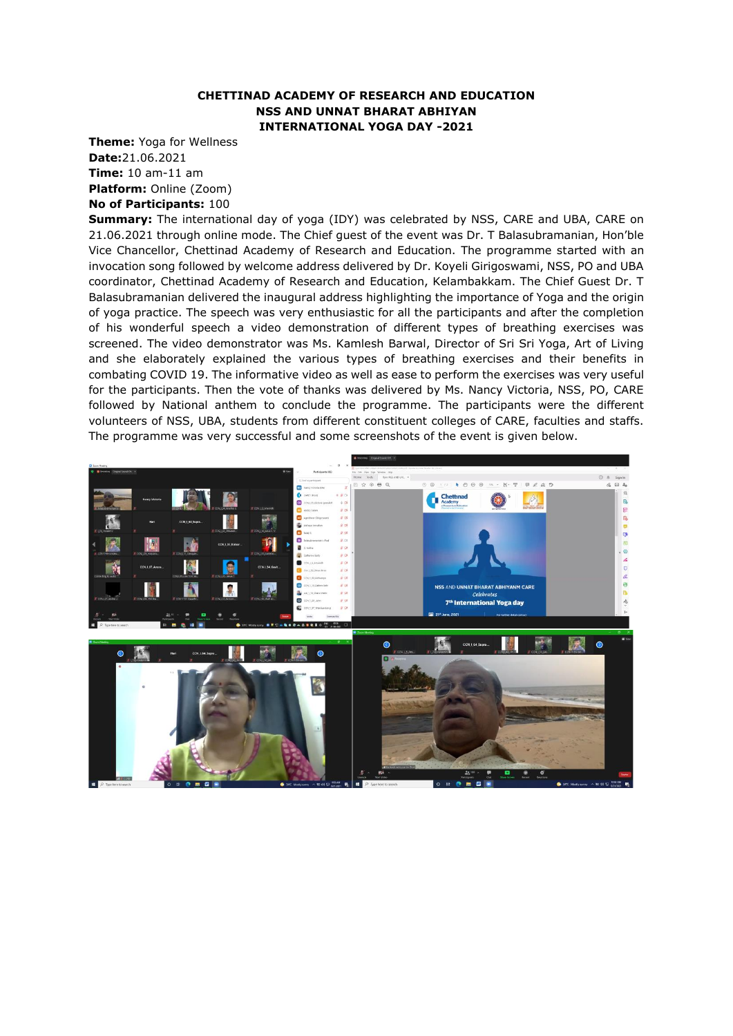**CHETTINAD ACADEMY OF RESEARCH AND EDUCATION**
**NSS AND UNNAT BHARAT ABHIYAN**
**INTERNATIONAL YOGA DAY -2021**

**Theme:** Yoga for Wellness
**Date:**21.06.2021
**Time:** 10 am-11 am
**Platform:** Online (Zoom)
**No of Participants:** 100

**Summary:** The international day of yoga (IDY) was celebrated by NSS, CARE and UBA, CARE on 21.06.2021 through online mode. The Chief guest of the event was Dr. T Balasubramanian, Hon'ble Vice Chancellor, Chettinad Academy of Research and Education. The programme started with an invocation song followed by welcome address delivered by Dr. Koyeli Girigoswami, NSS, PO and UBA coordinator, Chettinad Academy of Research and Education, Kelambakkam. The Chief Guest Dr. T Balasubramanian delivered the inaugural address highlighting the importance of Yoga and the origin of yoga practice. The speech was very enthusiastic for all the participants and after the completion of his wonderful speech a video demonstration of different types of breathing exercises was screened. The video demonstrator was Ms. Kamlesh Barwal, Director of Sri Sri Yoga, Art of Living and she elaborately explained the various types of breathing exercises and their benefits in combating COVID 19. The informative video as well as ease to perform the exercises was very useful for the participants. Then the vote of thanks was delivered by Ms. Nancy Victoria, NSS, PO, CARE followed by National anthem to conclude the programme. The participants were the different volunteers of NSS, UBA, students from different constituent colleges of CARE, faculties and staffs. The programme was very successful and some screenshots of the event is given below.